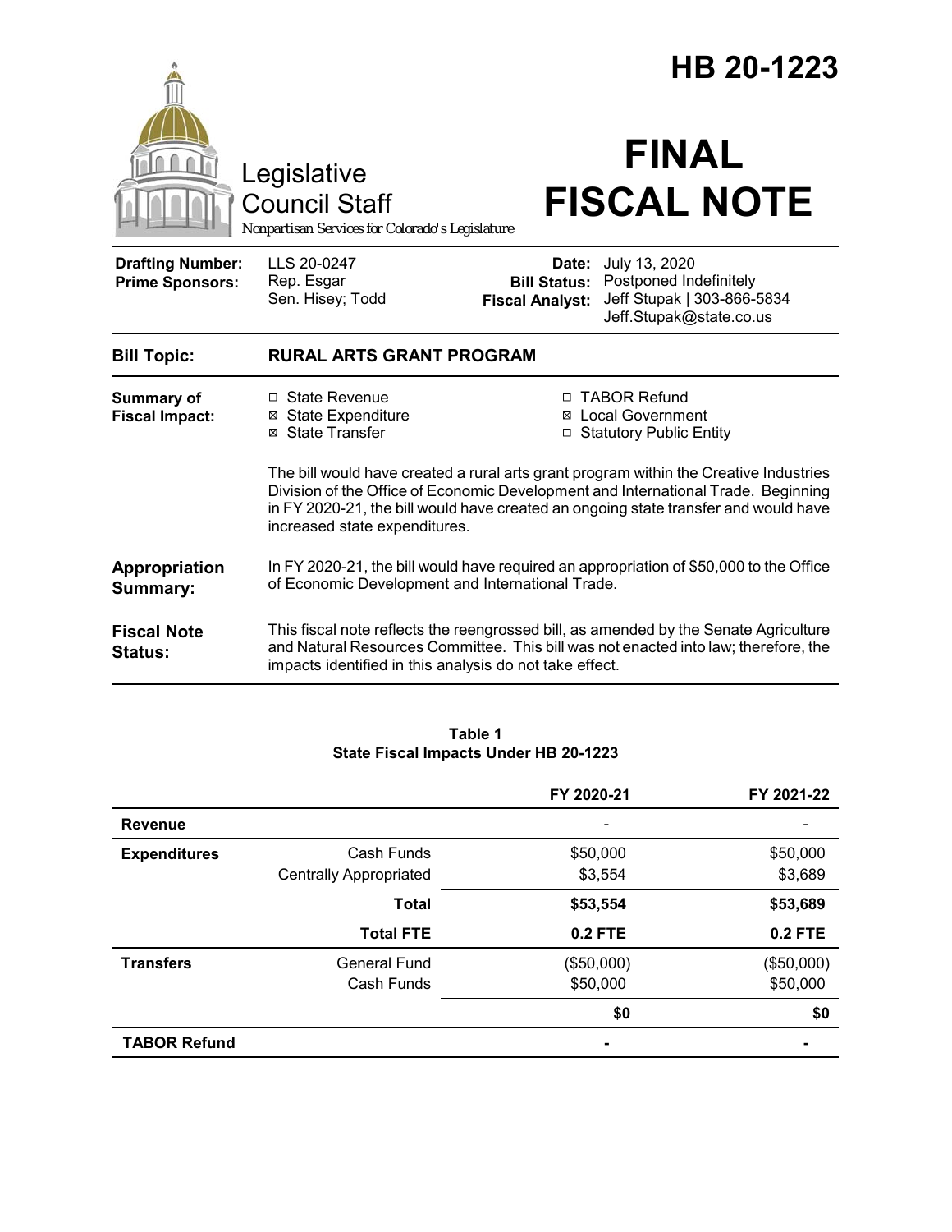# HB 20-1223

Legislative Council Staff

*Nonpartisan Services for Colorado's Legislature*

# FINAL FISCAL NOTE

| | | | |
|---|---|---|---|
| **Drafting Number:** | LLS 20-0247 | **Date:** | July 13, 2020 |
| **Prime Sponsors:** | Rep. Esgar<br>Sen. Hisey; Todd | **Bill Status:** | Postponed Indefinitely |
| | | **Fiscal Analyst:** | Jeff Stupak \| 303-866-5834<br>Jeff.Stupak@state.co.us |

**Bill Topic:** **RURAL ARTS GRANT PROGRAM**

**Summary of Fiscal Impact:**

- ☐ State Revenue
- ☒ State Expenditure
- ☒ State Transfer
- ☐ TABOR Refund
- ☒ Local Government
- ☐ Statutory Public Entity

The bill would have created a rural arts grant program within the Creative Industries Division of the Office of Economic Development and International Trade. Beginning in FY 2020-21, the bill would have created an ongoing state transfer and would have increased state expenditures.

**Appropriation Summary:**

In FY 2020-21, the bill would have required an appropriation of $50,000 to the Office of Economic Development and International Trade.

**Fiscal Note Status:**

This fiscal note reflects the reengrossed bill, as amended by the Senate Agriculture and Natural Resources Committee. This bill was not enacted into law; therefore, the impacts identified in this analysis do not take effect.

**Table 1**
**State Fiscal Impacts Under HB 20-1223**

| | | FY 2020-21 | FY 2021-22 |
|---|---|---|---|
| **Revenue** | | - | - |
| **Expenditures** | Cash Funds | $50,000 | $50,000 |
| | Centrally Appropriated | $3,554 | $3,689 |
| | **Total** | **$53,554** | **$53,689** |
| | **Total FTE** | **0.2 FTE** | **0.2 FTE** |
| **Transfers** | General Fund | ($50,000) | ($50,000) |
| | Cash Funds | $50,000 | $50,000 |
| | | **$0** | **$0** |
| **TABOR Refund** | | **-** | **-** |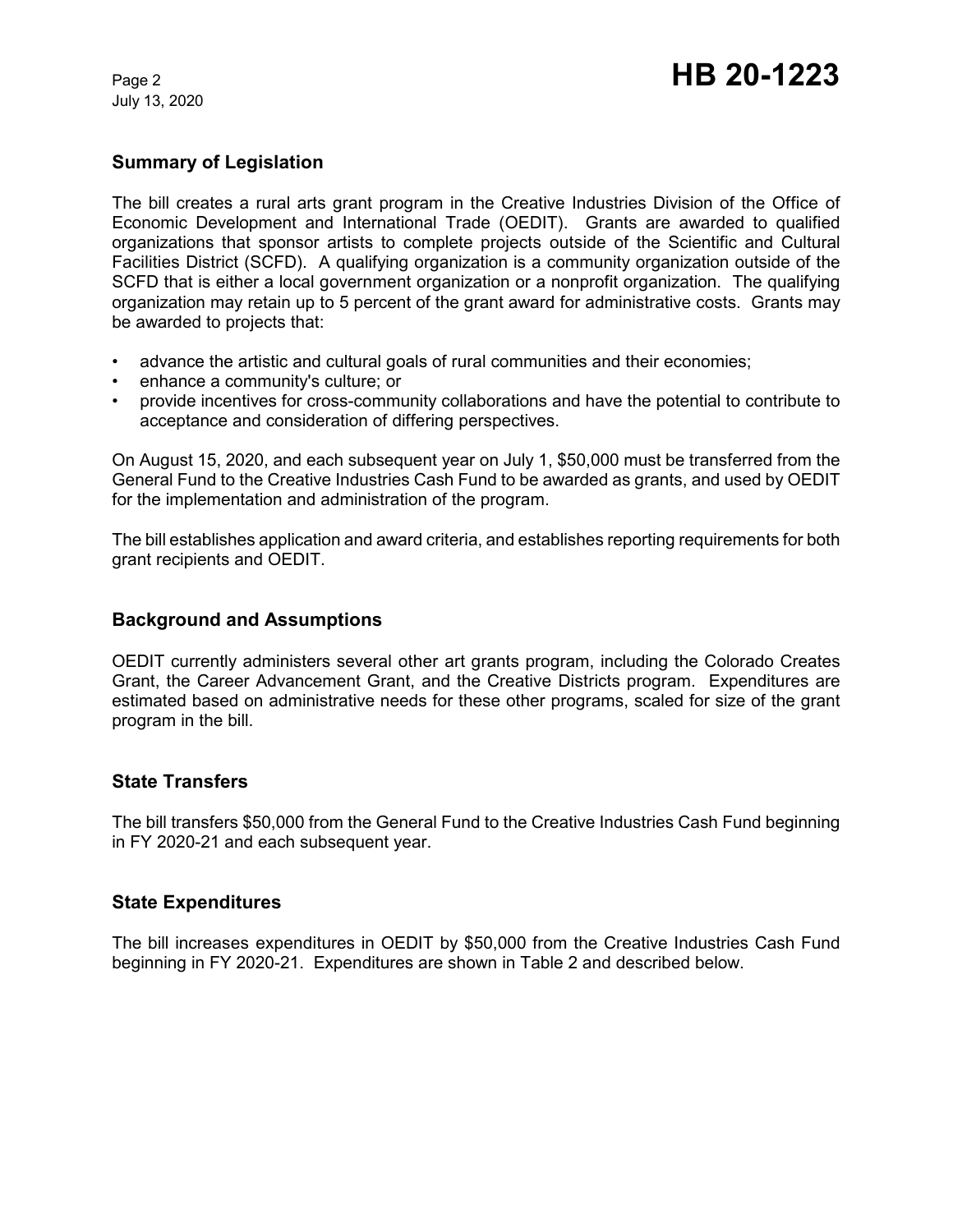## Summary of Legislation

The bill creates a rural arts grant program in the Creative Industries Division of the Office of Economic Development and International Trade (OEDIT). Grants are awarded to qualified organizations that sponsor artists to complete projects outside of the Scientific and Cultural Facilities District (SCFD). A qualifying organization is a community organization outside of the SCFD that is either a local government organization or a nonprofit organization. The qualifying organization may retain up to 5 percent of the grant award for administrative costs. Grants may be awarded to projects that:

- advance the artistic and cultural goals of rural communities and their economies;
- enhance a community's culture; or
- provide incentives for cross-community collaborations and have the potential to contribute to acceptance and consideration of differing perspectives.

On August 15, 2020, and each subsequent year on July 1, $50,000 must be transferred from the General Fund to the Creative Industries Cash Fund to be awarded as grants, and used by OEDIT for the implementation and administration of the program.

The bill establishes application and award criteria, and establishes reporting requirements for both grant recipients and OEDIT.

## Background and Assumptions

OEDIT currently administers several other art grants program, including the Colorado Creates Grant, the Career Advancement Grant, and the Creative Districts program. Expenditures are estimated based on administrative needs for these other programs, scaled for size of the grant program in the bill.

## State Transfers

The bill transfers $50,000 from the General Fund to the Creative Industries Cash Fund beginning in FY 2020-21 and each subsequent year.

## State Expenditures

The bill increases expenditures in OEDIT by $50,000 from the Creative Industries Cash Fund beginning in FY 2020-21. Expenditures are shown in Table 2 and described below.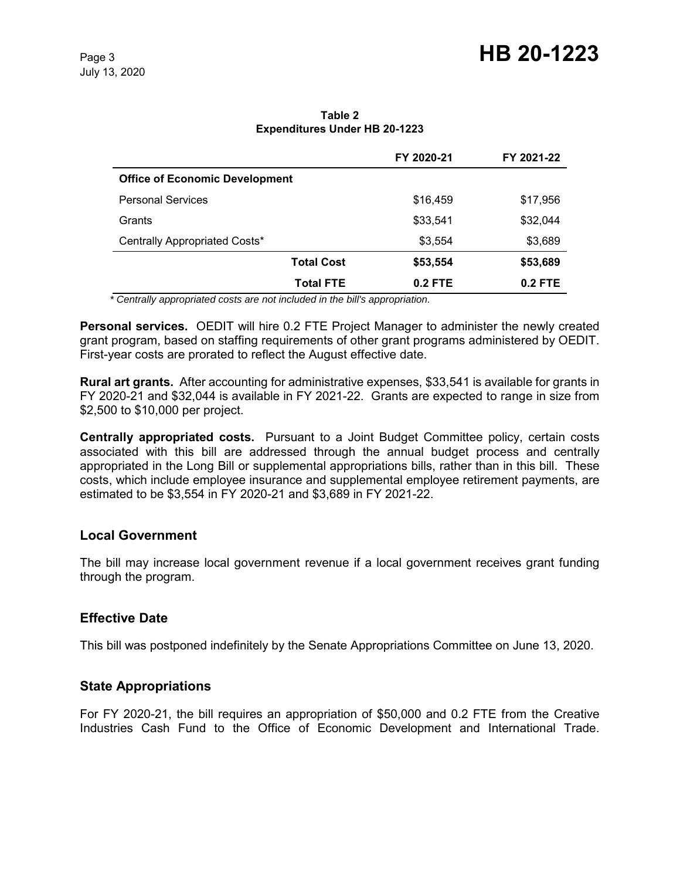**Table 2**
**Expenditures Under HB 20-1223**

| | FY 2020-21 | FY 2021-22 |
|---|---|---|
| **Office of Economic Development** | | |
| Personal Services | $16,459 | $17,956 |
| Grants | $33,541 | $32,044 |
| Centrally Appropriated Costs* | $3,554 | $3,689 |
| **Total Cost** | **$53,554** | **$53,689** |
| **Total FTE** | **0.2 FTE** | **0.2 FTE** |

*\* Centrally appropriated costs are not included in the bill's appropriation.*

**Personal services.** OEDIT will hire 0.2 FTE Project Manager to administer the newly created grant program, based on staffing requirements of other grant programs administered by OEDIT. First-year costs are prorated to reflect the August effective date.

**Rural art grants.** After accounting for administrative expenses, $33,541 is available for grants in FY 2020-21 and $32,044 is available in FY 2021-22. Grants are expected to range in size from $2,500 to $10,000 per project.

**Centrally appropriated costs.** Pursuant to a Joint Budget Committee policy, certain costs associated with this bill are addressed through the annual budget process and centrally appropriated in the Long Bill or supplemental appropriations bills, rather than in this bill. These costs, which include employee insurance and supplemental employee retirement payments, are estimated to be $3,554 in FY 2020-21 and $3,689 in FY 2021-22.

## Local Government

The bill may increase local government revenue if a local government receives grant funding through the program.

## Effective Date

This bill was postponed indefinitely by the Senate Appropriations Committee on June 13, 2020.

## State Appropriations

For FY 2020-21, the bill requires an appropriation of $50,000 and 0.2 FTE from the Creative Industries Cash Fund to the Office of Economic Development and International Trade.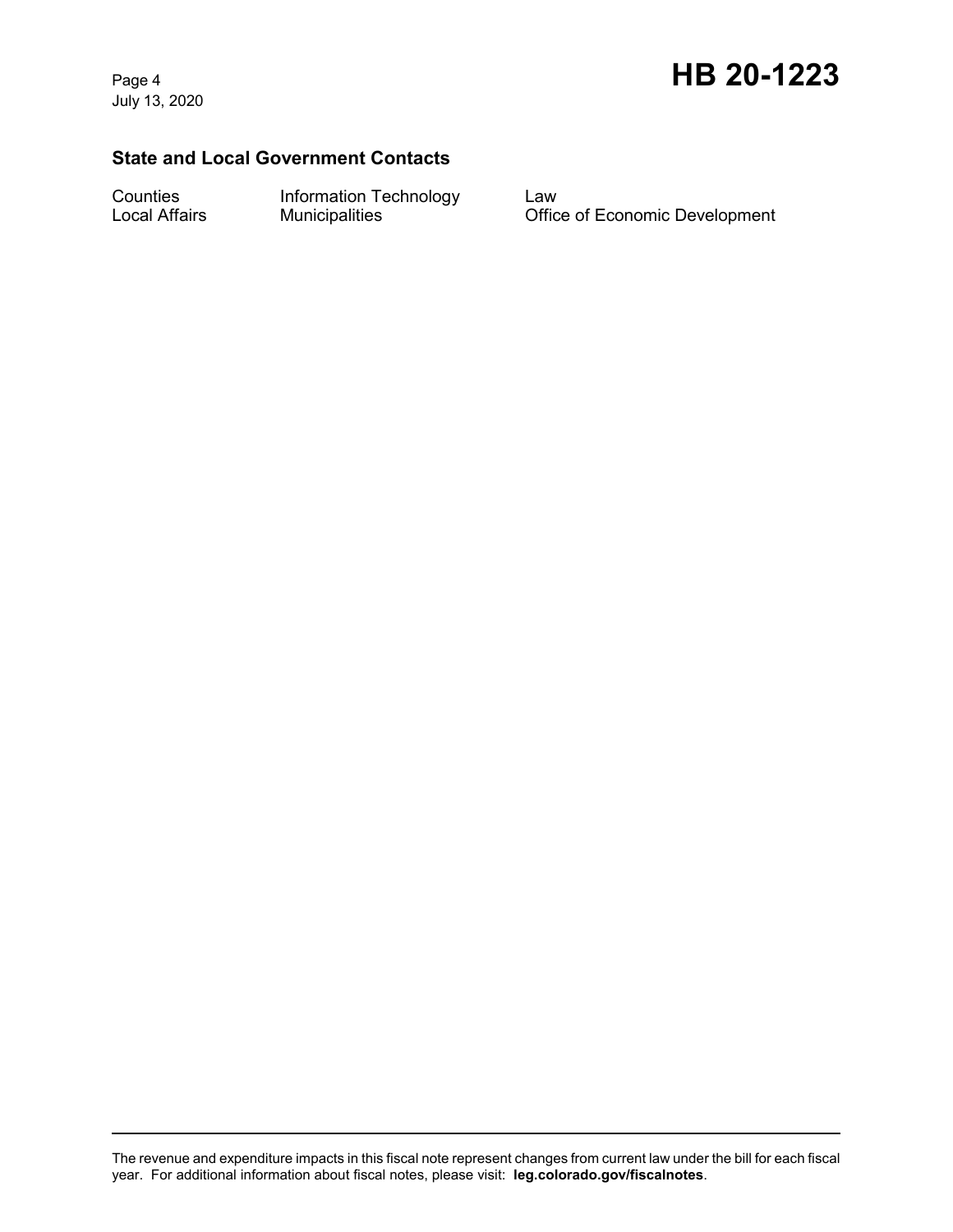## State and Local Government Contacts

| | | |
|---|---|---|
| Counties | Information Technology | Law |
| Local Affairs | Municipalities | Office of Economic Development |

The revenue and expenditure impacts in this fiscal note represent changes from current law under the bill for each fiscal year. For additional information about fiscal notes, please visit: **leg.colorado.gov/fiscalnotes**.